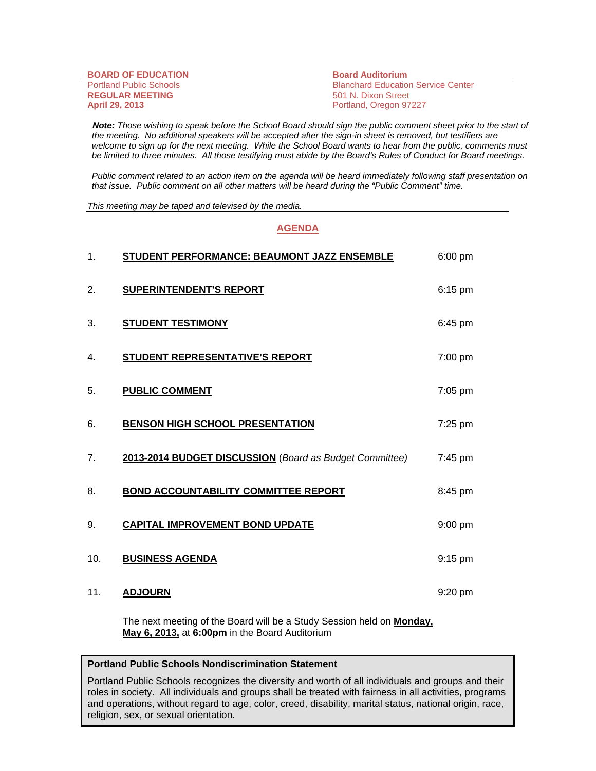| **BOARD OF EDUCATION** | **Board Auditorium** |
|---|---|
| Portland Public Schools | Blanchard Education Service Center |
| **REGULAR MEETING** | 501 N. Dixon Street |
| **April 29, 2013** | Portland, Oregon 97227 |

***Note:*** *Those wishing to speak before the School Board should sign the public comment sheet prior to the start of the meeting. No additional speakers will be accepted after the sign-in sheet is removed, but testifiers are welcome to sign up for the next meeting. While the School Board wants to hear from the public, comments must be limited to three minutes. All those testifying must abide by the Board's Rules of Conduct for Board meetings.*

*Public comment related to an action item on the agenda will be heard immediately following staff presentation on that issue. Public comment on all other matters will be heard during the "Public Comment" time.*

*This meeting may be taped and televised by the media.*

## AGENDA

| | | |
|---|---|---|
| 1. | **STUDENT PERFORMANCE: BEAUMONT JAZZ ENSEMBLE** | 6:00 pm |
| 2. | **SUPERINTENDENT'S REPORT** | 6:15 pm |
| 3. | **STUDENT TESTIMONY** | 6:45 pm |
| 4. | **STUDENT REPRESENTATIVE'S REPORT** | 7:00 pm |
| 5. | **PUBLIC COMMENT** | 7:05 pm |
| 6. | **BENSON HIGH SCHOOL PRESENTATION** | 7:25 pm |
| 7. | **2013-2014 BUDGET DISCUSSION** (*Board as Budget Committee)* | 7:45 pm |
| 8. | **BOND ACCOUNTABILITY COMMITTEE REPORT** | 8:45 pm |
| 9. | **CAPITAL IMPROVEMENT BOND UPDATE** | 9:00 pm |
| 10. | **BUSINESS AGENDA** | 9:15 pm |
| 11. | **ADJOURN** | 9:20 pm |

The next meeting of the Board will be a Study Session held on **Monday, May 6, 2013,** at **6:00pm** in the Board Auditorium

**Portland Public Schools Nondiscrimination Statement**

Portland Public Schools recognizes the diversity and worth of all individuals and groups and their roles in society. All individuals and groups shall be treated with fairness in all activities, programs and operations, without regard to age, color, creed, disability, marital status, national origin, race, religion, sex, or sexual orientation.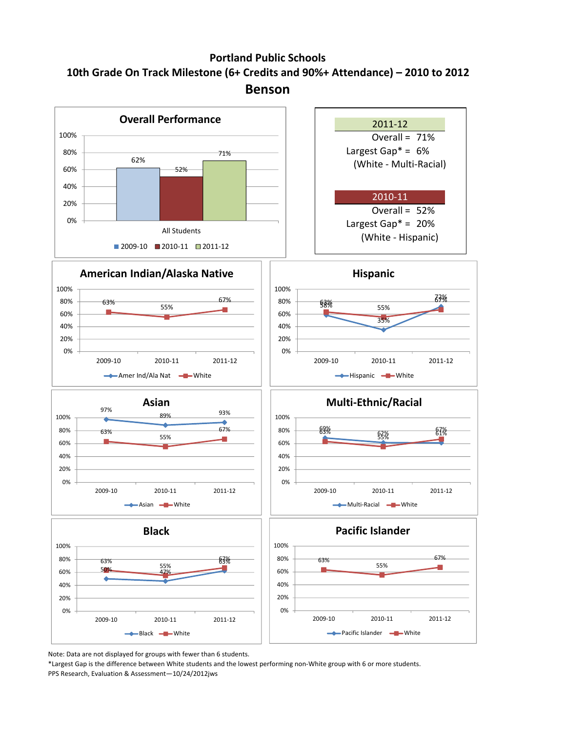# Portland Public Schools

## 10th Grade On Track Milestone (6+ Credits and 90%+ Attendance) – 2010 to 2012

## Benson

### Overall Performance

| | 2009-10 | 2010-11 | 2011-12 |
|---|---|---|---|
| All Students | 62% | 52% | 71% |

| 2011-12 | |
|---|---|
| Overall = | 71% |
| Largest Gap* = | 6% |
| | (White - Multi-Racial) |

| 2010-11 | |
|---|---|
| Overall = | 52% |
| Largest Gap* = | 20% |
| | (White - Hispanic) |

### American Indian/Alaska Native

| | 2009-10 | 2010-11 | 2011-12 |
|---|---|---|---|
| Amer Ind/Ala Nat | | | |
| White | 63% | 55% | 67% |

### Hispanic

| | 2009-10 | 2010-11 | 2011-12 |
|---|---|---|---|
| Hispanic | 58% | 35% | 72% |
| White | 63% | 55% | 67% |

### Asian

| | 2009-10 | 2010-11 | 2011-12 |
|---|---|---|---|
| Asian | 97% | 89% | 93% |
| White | 63% | 55% | 67% |

### Multi-Ethnic/Racial

| | 2009-10 | 2010-11 | 2011-12 |
|---|---|---|---|
| Multi-Racial | 69% | 62% | 61% |
| White | 63% | 55% | 67% |

### Black

| | 2009-10 | 2010-11 | 2011-12 |
|---|---|---|---|
| Black | 50% | 47% | 63% |
| White | 63% | 55% | 67% |

### Pacific Islander

| | 2009-10 | 2010-11 | 2011-12 |
|---|---|---|---|
| Pacific Islander | | | |
| White | 63% | 55% | 67% |

Note: Data are not displayed for groups with fewer than 6 students.

*Largest Gap is the difference between White students and the lowest performing non-White group with 6 or more students.

PPS Research, Evaluation & Assessment—10/24/2012jws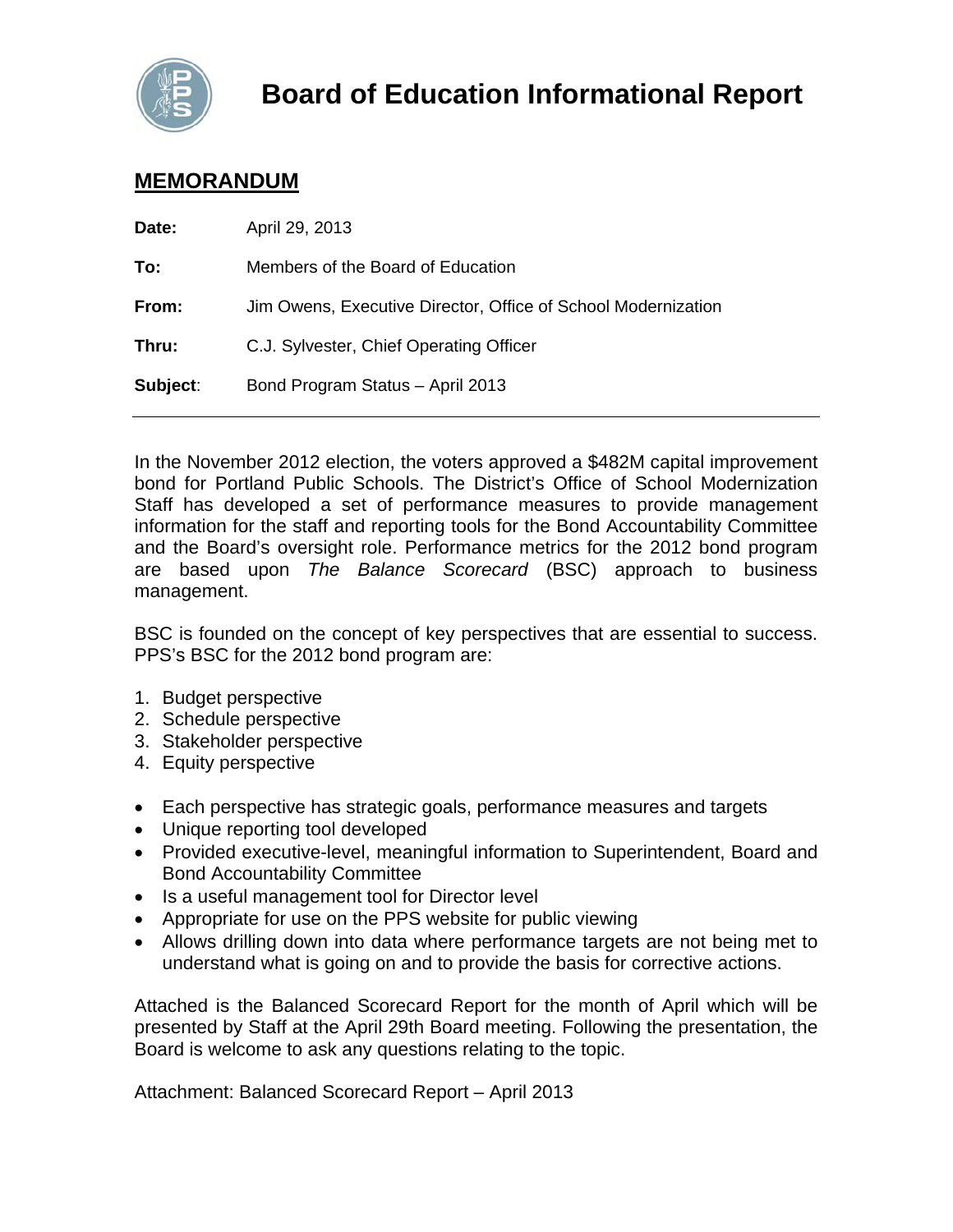# Board of Education Informational Report

## MEMORANDUM

**Date:** April 29, 2013

**To:** Members of the Board of Education

**From:** Jim Owens, Executive Director, Office of School Modernization

**Thru:** C.J. Sylvester, Chief Operating Officer

**Subject**: Bond Program Status – April 2013

---

In the November 2012 election, the voters approved a $482M capital improvement bond for Portland Public Schools. The District's Office of School Modernization Staff has developed a set of performance measures to provide management information for the staff and reporting tools for the Bond Accountability Committee and the Board's oversight role. Performance metrics for the 2012 bond program are based upon *The Balance Scorecard* (BSC) approach to business management.

BSC is founded on the concept of key perspectives that are essential to success. PPS's BSC for the 2012 bond program are:

1. Budget perspective
2. Schedule perspective
3. Stakeholder perspective
4. Equity perspective

- Each perspective has strategic goals, performance measures and targets
- Unique reporting tool developed
- Provided executive-level, meaningful information to Superintendent, Board and Bond Accountability Committee
- Is a useful management tool for Director level
- Appropriate for use on the PPS website for public viewing
- Allows drilling down into data where performance targets are not being met to understand what is going on and to provide the basis for corrective actions.

Attached is the Balanced Scorecard Report for the month of April which will be presented by Staff at the April 29th Board meeting. Following the presentation, the Board is welcome to ask any questions relating to the topic.

Attachment: Balanced Scorecard Report – April 2013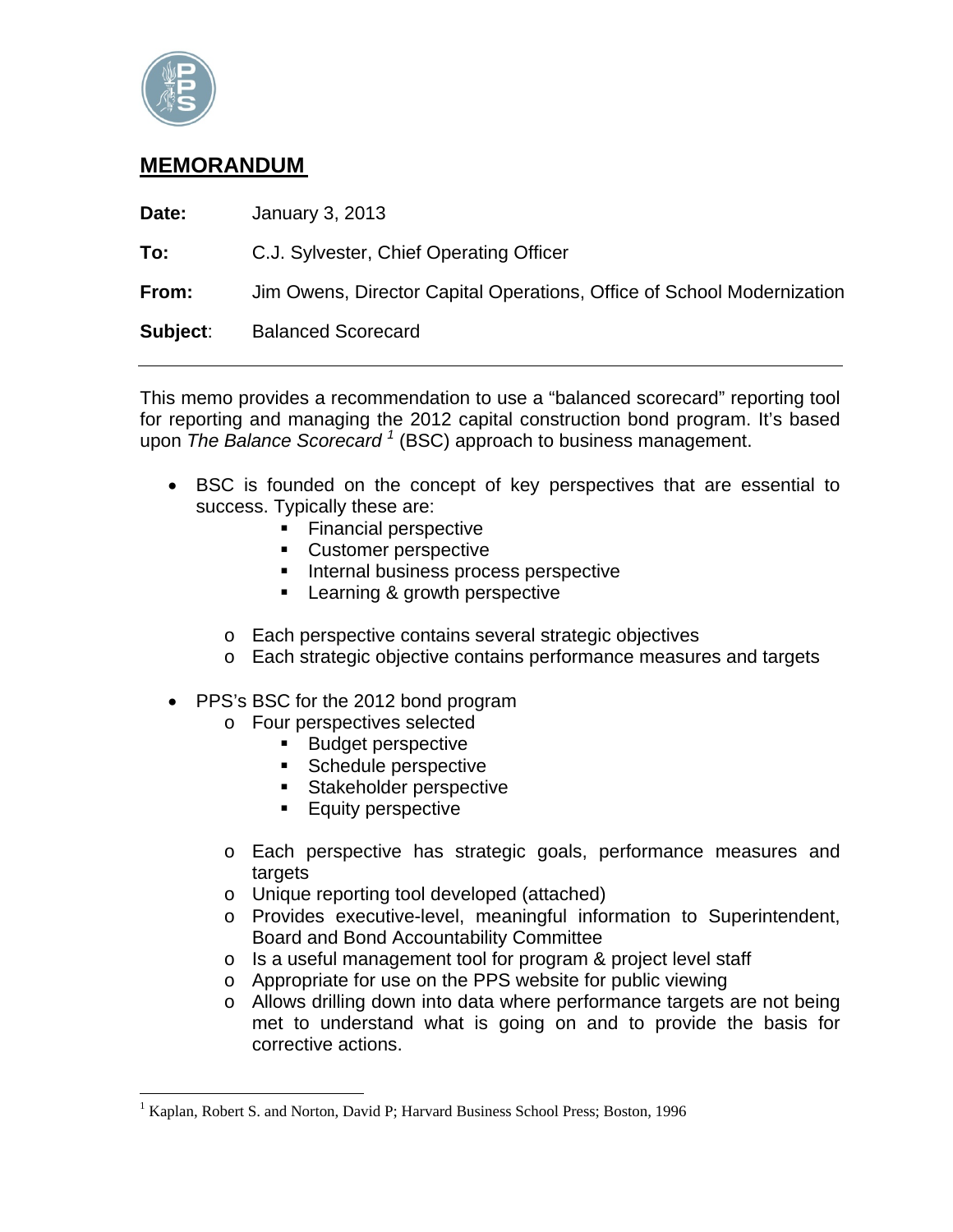## MEMORANDUM

**Date:** January 3, 2013

**To:** C.J. Sylvester, Chief Operating Officer

**From:** Jim Owens, Director Capital Operations, Office of School Modernization

**Subject**: Balanced Scorecard

---

This memo provides a recommendation to use a "balanced scorecard" reporting tool for reporting and managing the 2012 capital construction bond program. It's based upon *The Balance Scorecard* [1] (BSC) approach to business management.

- BSC is founded on the concept of key perspectives that are essential to success. Typically these are:
  - Financial perspective
  - Customer perspective
  - Internal business process perspective
  - Learning & growth perspective
  - Each perspective contains several strategic objectives
  - Each strategic objective contains performance measures and targets
- PPS's BSC for the 2012 bond program
  - Four perspectives selected
    - Budget perspective
    - Schedule perspective
    - Stakeholder perspective
    - Equity perspective
  - Each perspective has strategic goals, performance measures and targets
  - Unique reporting tool developed (attached)
  - Provides executive-level, meaningful information to Superintendent, Board and Bond Accountability Committee
  - Is a useful management tool for program & project level staff
  - Appropriate for use on the PPS website for public viewing
  - Allows drilling down into data where performance targets are not being met to understand what is going on and to provide the basis for corrective actions.

---

[1] Kaplan, Robert S. and Norton, David P; Harvard Business School Press; Boston, 1996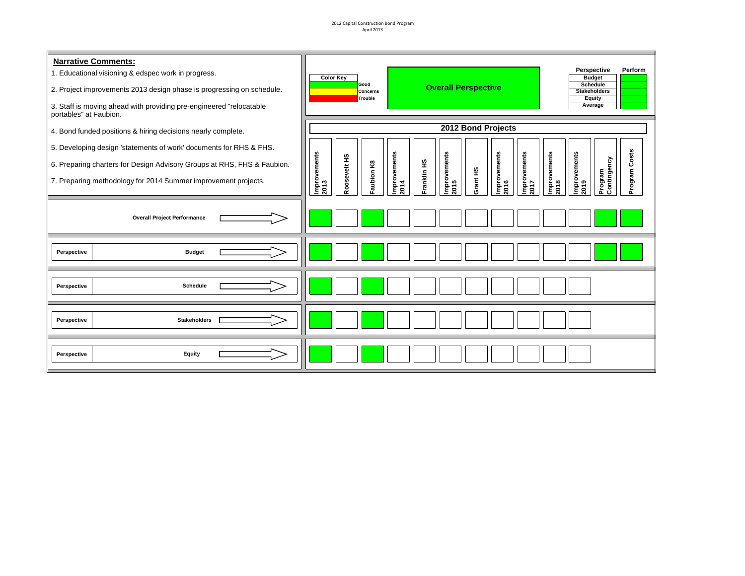2012 Capital Construction Bond Program
April 2013

**Narrative Comments:**

1. Educational visioning & edspec work in progress.
2. Project improvements 2013 design phase is progressing on schedule.
3. Staff is moving ahead with providing pre-engineered "relocatable portables" at Faubion.
4. Bond funded positions & hiring decisions nearly complete.
5. Developing design 'statements of work' documents for RHS & FHS.
6. Preparing charters for Design Advisory Groups at RHS, FHS & Faubion.
7. Preparing methodology for 2014 Summer improvement projects.

**Color Key**

| Color | Meaning |
|---|---|
| Green | Good |
| Yellow | Concerns |
| Red | Trouble |

**Overall Perspective** (Green)

| Perspective | Perform |
|---|---|
| Budget | Green |
| Schedule | Green |
| Stakeholders | Green |
| Equity | Green |
| Average | Green |

## 2012 Bond Projects

| | Improvements 2013 | Roosevelt HS | Faubion K8 | Improvements 2014 | Franklin HS | Improvements 2015 | Grant HS | Improvements 2016 | Improvements 2017 | Improvements 2018 | Improvements 2019 | Program Contingency | Program Costs |
|---|---|---|---|---|---|---|---|---|---|---|---|---|---|
| Overall Project Performance | Green | | Green | | | | | | | | | Green | Green |
| Perspective: Budget | Green | | Green | | | | | | | | | Green | Green |
| Perspective: Schedule | Green | | Green | | | | | | | | | | |
| Perspective: Stakeholders | Green | | Green | | | | | | | | | | |
| Perspective: Equity | Green | | Green | | | | | | | | | | |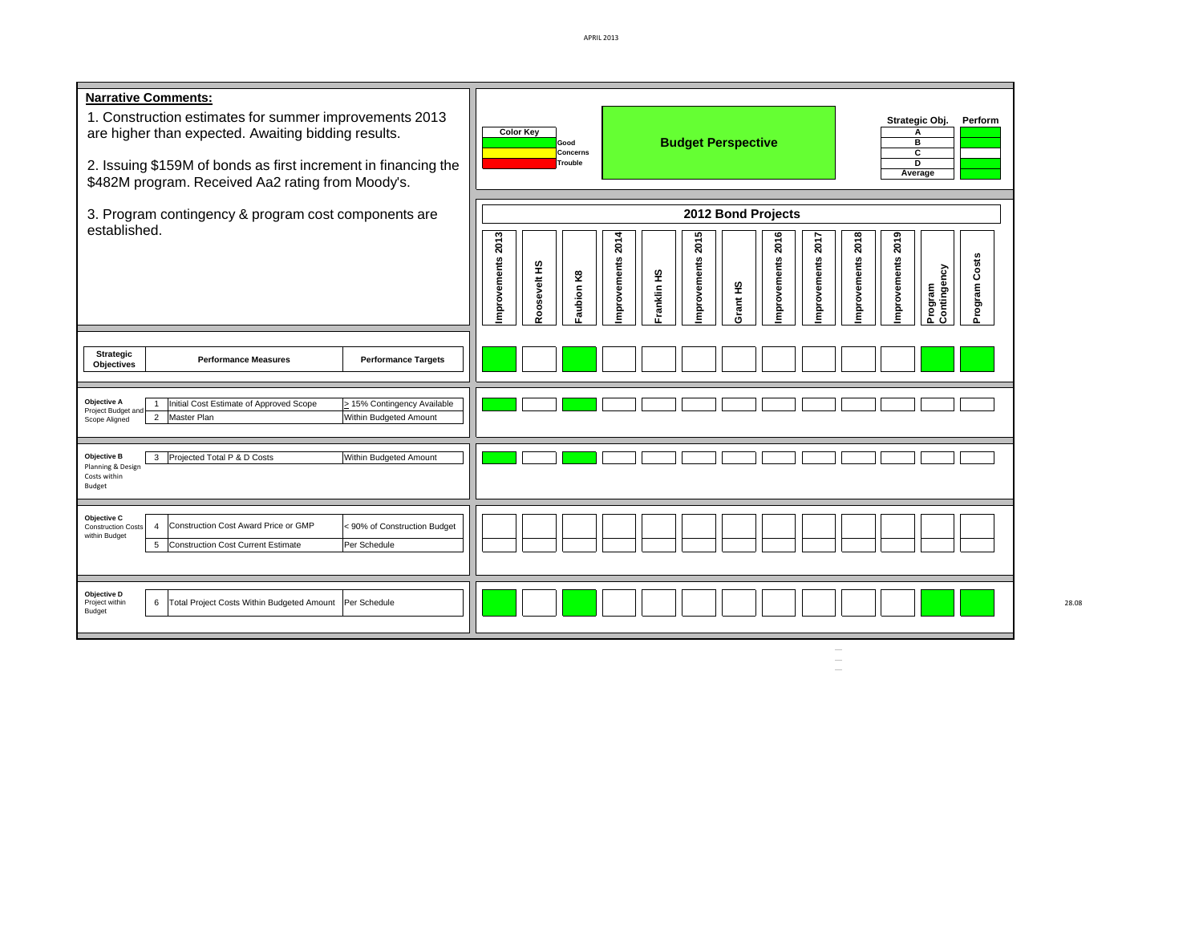**Narrative Comments:**

1. Construction estimates for summer improvements 2013 are higher than expected. Awaiting bidding results.

2. Issuing $159M of bonds as first increment in financing the $482M program. Received Aa2 rating from Moody's.

3. Program contingency & program cost components are established.

| Color Key | |
|---|---|
| Green | Good |
| Yellow | Concerns |
| Red | Trouble |

## Budget Perspective

| Strategic Obj. | Perform |
|---|---|
| A | Green |
| B | Green |
| C | |
| D | Green |
| Average | Green |

### 2012 Bond Projects

| Strategic Objectives | # | Performance Measures | Performance Targets | Improvements 2013 | Roosevelt HS | Faubion K8 | Improvements 2014 | Franklin HS | Improvements 2015 | Grant HS | Improvements 2016 | Improvements 2017 | Improvements 2018 | Improvements 2019 | Program Contingency | Program Costs |
|---|---|---|---|---|---|---|---|---|---|---|---|---|---|---|---|---|
| | | | | Green | | Green | | | | | | | | | Green | Green |
| Objective A Project Budget and Scope Aligned | 1 | Initial Cost Estimate of Approved Scope | ≥ 15% Contingency Available | Green | | Green | | | | | | | | | | |
| | 2 | Master Plan | Within Budgeted Amount | | | | | | | | | | | | | |
| Objective B Planning & Design Costs within Budget | 3 | Projected Total P & D Costs | Within Budgeted Amount | Green | | Green | | | | | | | | | | |
| Objective C Construction Costs within Budget | 4 | Construction Cost Award Price or GMP | < 90% of Construction Budget | | | | | | | | | | | | | |
| | 5 | Construction Cost Current Estimate | Per Schedule | | | | | | | | | | | | | |
| Objective D Project within Budget | 6 | Total Project Costs Within Budgeted Amount | Per Schedule | Green | | Green | | | | | | | | | Green | Green |

28.08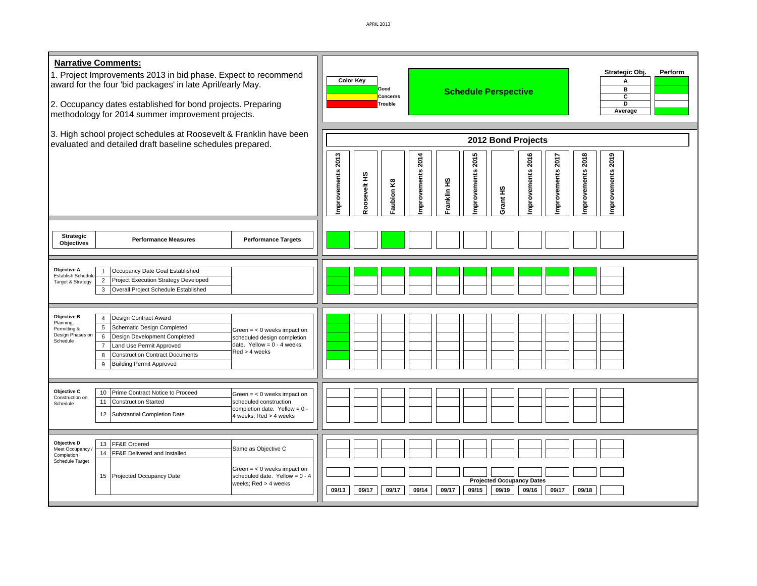APRIL 2013

**Narrative Comments:**

1. Project Improvements 2013 in bid phase. Expect to recommend award for the four 'bid packages' in late April/early May.

2. Occupancy dates established for bond projects. Preparing methodology for 2014 summer improvement projects.

3. High school project schedules at Roosevelt & Franklin have been evaluated and detailed draft baseline schedules prepared.

**Color Key**

| Color | Meaning |
|---|---|
| Green | Good |
| Yellow | Concerns |
| Red | Trouble |

**Schedule Perspective**

| Strategic Obj. | Perform |
|---|---|
| A | Green |
| B | Green |
| C | |
| D | |
| Average | Green |

## 2012 Bond Projects

| Strategic Objectives | # | Performance Measures | Performance Targets | Improvements 2013 | Roosevelt HS | Faubion K8 | Improvements 2014 | Franklin HS | Improvements 2015 | Grant HS | Improvements 2016 | Improvements 2017 | Improvements 2018 | Improvements 2019 |
|---|---|---|---|---|---|---|---|---|---|---|---|---|---|---|
| Overall | | | | Green | | Green | | | | | | | | |
| Objective A Establish Schedule Target & Strategy | 1 | Occupancy Date Goal Established | | Green | Green | Green | Green | Green | Green | Green | Green | Green | Green | |
| | 2 | Project Execution Strategy Developed | | Green | | | | | | | | | | |
| | 3 | Overall Project Schedule Established | | Green | | | | | | | | | | |
| Objective B Planning, Permitting & Design Phases on Schedule | 4 | Design Contract Award | Green = < 0 weeks impact on scheduled design completion date. Yellow = 0 - 4 weeks; Red > 4 weeks | Green | | | | | | | | | | |
| | 5 | Schematic Design Completed | | Green | | | | | | | | | | |
| | 6 | Design Development Completed | | Green | | | | | | | | | | |
| | 7 | Land Use Permit Approved | | Green | | | | | | | | | | |
| | 8 | Construction Contract Documents | | Green | | | | | | | | | | |
| | 9 | Building Permit Approved | | | | | | | | | | | | |
| Objective C Construction on Schedule | 10 | Prime Contract Notice to Proceed | Green = < 0 weeks impact on scheduled construction completion date. Yellow = 0 - 4 weeks; Red > 4 weeks | | | | | | | | | | | |
| | 11 | Construction Started | | | | | | | | | | | | |
| | 12 | Substantial Completion Date | | | | | | | | | | | | |
| Objective D Meet Occupancy / Completion Schedule Target | 13 | FF&E Ordered | Same as Objective C | | | | | | | | | | | |
| | 14 | FF&E Delivered and Installed | | | | | | | | | | | | |
| | 15 | Projected Occupancy Date | Green = < 0 weeks impact on scheduled date. Yellow = 0 - 4 weeks; Red > 4 weeks | | | | | | | | | | | |
| | | Projected Occupancy Dates | | 09/13 | 09/17 | 09/17 | 09/14 | 09/17 | 09/15 | 09/19 | 09/16 | 09/17 | 09/18 | |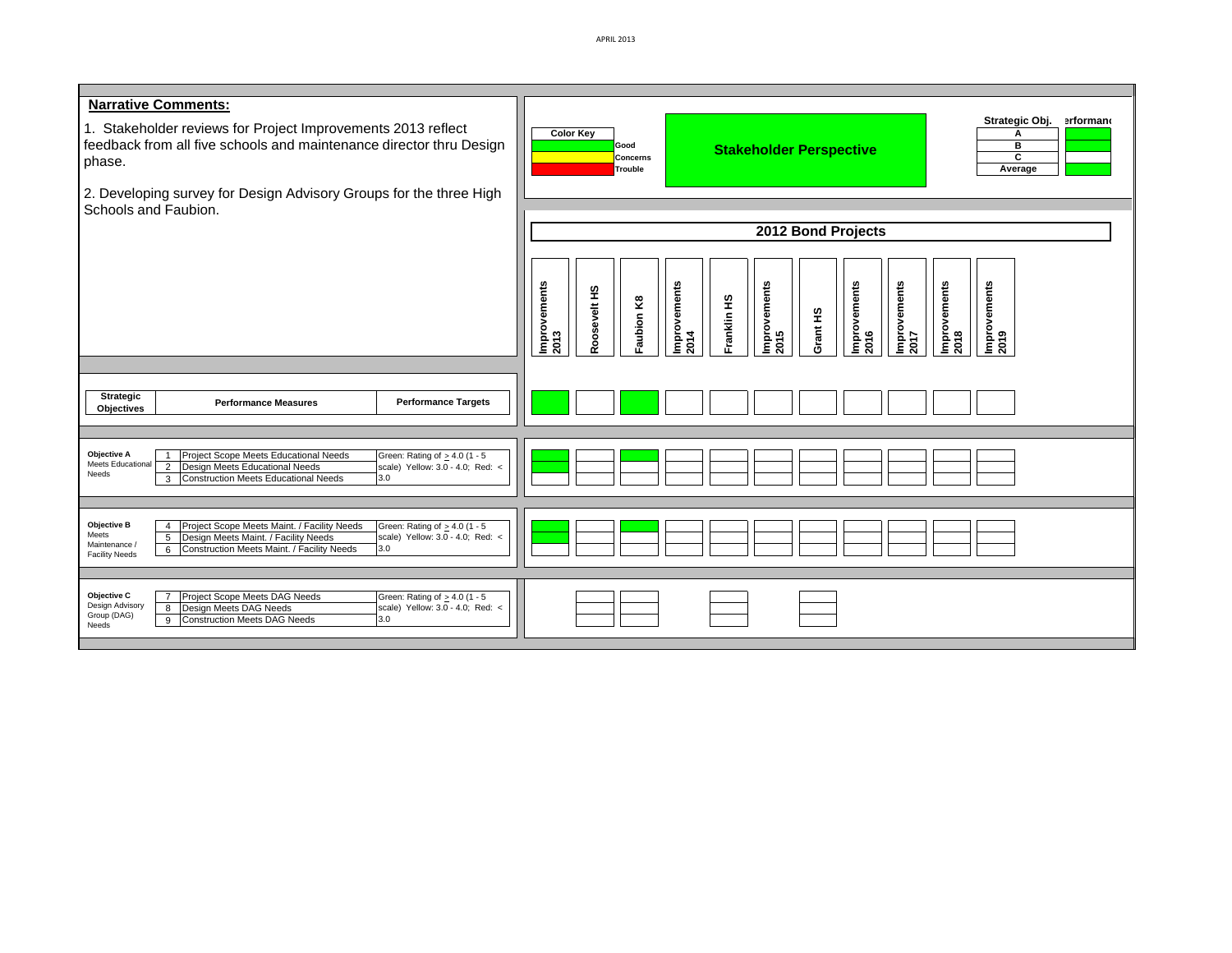APRIL 2013

**Narrative Comments:**

1. Stakeholder reviews for Project Improvements 2013 reflect feedback from all five schools and maintenance director thru Design phase.

2. Developing survey for Design Advisory Groups for the three High Schools and Faubion.

**Color Key**

| | |
|---|---|
| Green | Good |
| Yellow | Concerns |
| Red | Trouble |

## Stakeholder Perspective

| Strategic Obj. | Performance |
|---|---|
| A | Green |
| B | Green |
| C | |
| Average | Green |

## 2012 Bond Projects

| Strategic Objectives | | Performance Measures | Performance Targets | Improvements 2013 | Roosevelt HS | Faubion K8 | Improvements 2014 | Franklin HS | Improvements 2015 | Grant HS | Improvements 2016 | Improvements 2017 | Improvements 2018 | Improvements 2019 |
|---|---|---|---|---|---|---|---|---|---|---|---|---|---|---|
| | | | | Green | | Green | | | | | | | | |
| Objective A Meets Educational Needs | 1 | Project Scope Meets Educational Needs | Green: Rating of ≥ 4.0 (1 - 5 scale) Yellow: 3.0 - 4.0; Red: < 3.0 | Green | | Green | | | | | | | | |
| | 2 | Design Meets Educational Needs | | Green | | | | | | | | | | |
| | 3 | Construction Meets Educational Needs | | | | | | | | | | | | |
| Objective B Meets Maintenance / Facility Needs | 4 | Project Scope Meets Maint. / Facility Needs | Green: Rating of ≥ 4.0 (1 - 5 scale) Yellow: 3.0 - 4.0; Red: < 3.0 | Green | | Green | | | | | | | | |
| | 5 | Design Meets Maint. / Facility Needs | | Green | | | | | | | | | | |
| | 6 | Construction Meets Maint. / Facility Needs | | | | | | | | | | | | |
| Objective C Design Advisory Group (DAG) Needs | 7 | Project Scope Meets DAG Needs | Green: Rating of ≥ 4.0 (1 - 5 scale) Yellow: 3.0 - 4.0; Red: < 3.0 | | | | | | | | | | | |
| | 8 | Design Meets DAG Needs | | | | | | | | | | | | |
| | 9 | Construction Meets DAG Needs | | | | | | | | | | | | |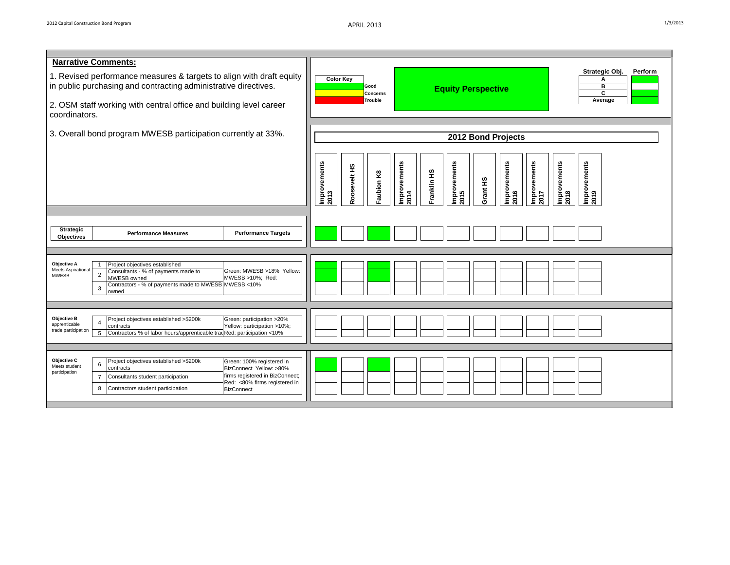## Narrative Comments:

1. Revised performance measures & targets to align with draft equity in public purchasing and contracting administrative directives.

2. OSM staff working with central office and building level career coordinators.

3. Overall bond program MWESB participation currently at 33%.

**Color Key**

| Color | Meaning |
|---|---|
| Green | Good |
| Yellow | Concerns |
| Red | Trouble |

## Equity Perspective

| Strategic Obj. | Perform |
|---|---|
| A | Green |
| B | |
| C | Green |
| Average | Green |

### 2012 Bond Projects

| Strategic Objectives | # | Performance Measures | Performance Targets | Improvements 2013 | Roosevelt HS | Faubion K8 | Improvements 2014 | Franklin HS | Improvements 2015 | Grant HS | Improvements 2016 | Improvements 2017 | Improvements 2018 | Improvements 2019 |
|---|---|---|---|---|---|---|---|---|---|---|---|---|---|---|
| | | | | Green | | Green | | | | | | | | |
| Objective A Meets Aspirational MWESB | 1 | Project objectives established | Green: MWESB >18% Yellow: MWESB >10%; Red: MWESB <10% | Green | | Green | | | | | | | | |
| | 2 | Consultants - % of payments made to MWESB owned | | Green | | Green | | | | | | | | |
| | 3 | Contractors - % of payments made to MWESB owned | | | | | | | | | | | | |
| Objective B apprenticable trade participation | 4 | Project objectives established >$200k contracts | Green: participation >20% Yellow: participation >10%; Red: participation <10% | | | | | | | | | | | |
| | 5 | Contractors % of labor hours/apprenticable trad | | | | | | | | | | | | |
| Objective C Meets student participation | 6 | Project objectives established >$200k contracts | Green: 100% registered in BizConnect Yellow: >80% firms registered in BizConnect; Red: <80% firms registered in BizConnect | Green | | Green | | | | | | | | |
| | 7 | Consultants student participation | | | | | | | | | | | | |
| | 8 | Contractors student participation | | | | | | | | | | | | |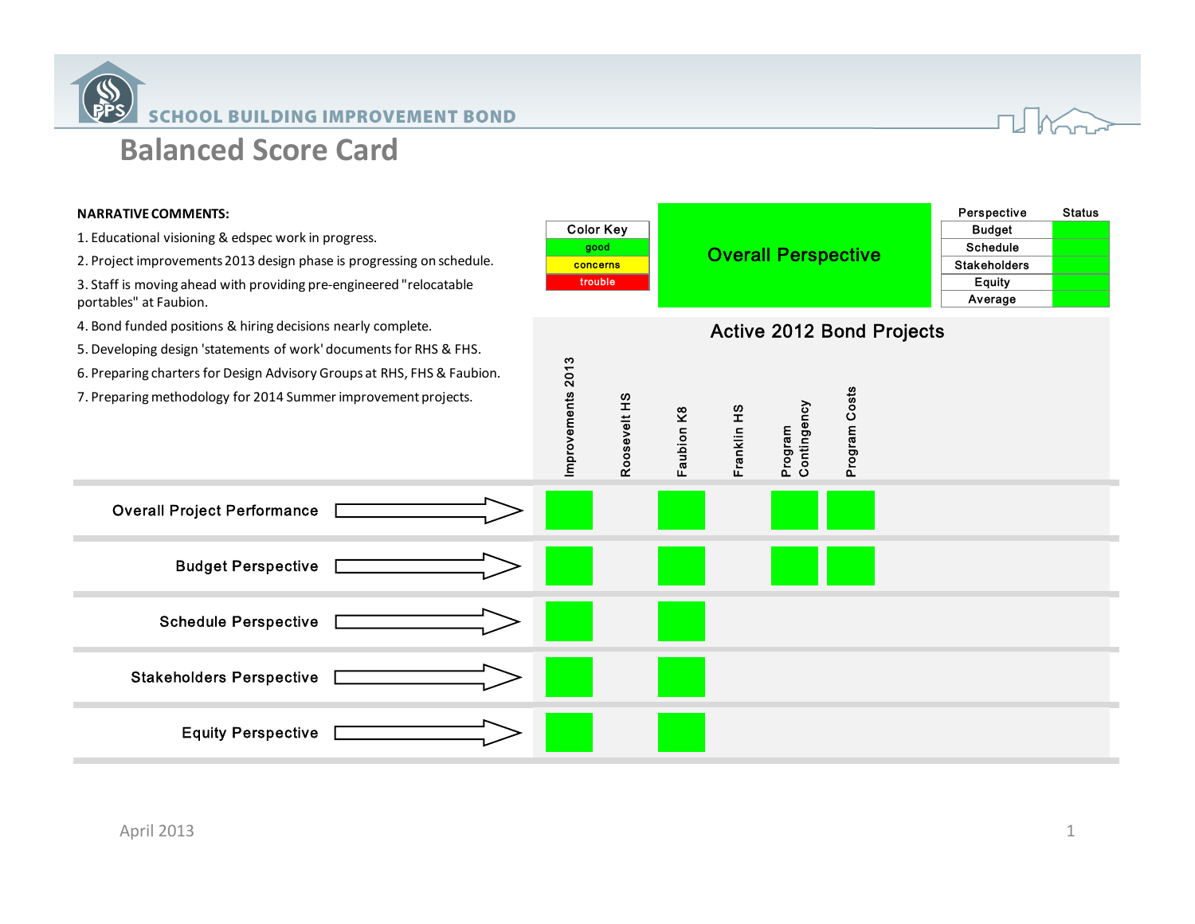# SCHOOL BUILDING IMPROVEMENT BOND

## Balanced Score Card

**NARRATIVE COMMENTS:**

1. Educational visioning & edspec work in progress.
2. Project improvements 2013 design phase is progressing on schedule.
3. Staff is moving ahead with providing pre-engineered "relocatable portables" at Faubion.
4. Bond funded positions & hiring decisions nearly complete.
5. Developing design 'statements of work' documents for RHS & FHS.
6. Preparing charters for Design Advisory Groups at RHS, FHS & Faubion.
7. Preparing methodology for 2014 Summer improvement projects.

| Color Key |
|---|
| good |
| concerns |
| trouble |

**Overall Perspective:** good

| Perspective | Status |
|---|---|
| Budget | good |
| Schedule | good |
| Stakeholders | good |
| Equity | good |
| Average | good |

### Active 2012 Bond Projects

| | Improvements 2013 | Roosevelt HS | Faubion K8 | Franklin HS | Program Contingency | Program Costs |
|---|---|---|---|---|---|---|
| Overall Project Performance | good | | good | | good | good |
| Budget Perspective | good | | good | | good | good |
| Schedule Perspective | good | | good | | | |
| Stakeholders Perspective | good | | good | | | |
| Equity Perspective | good | | good | | | |

April 2013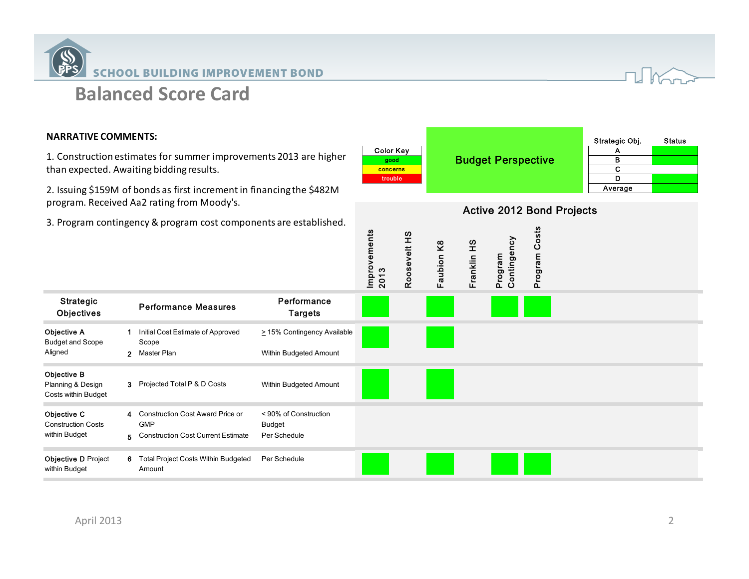# SCHOOL BUILDING IMPROVEMENT BOND

## Balanced Score Card

**NARRATIVE COMMENTS:**

1. Construction estimates for summer improvements 2013 are higher than expected. Awaiting bidding results.

2. Issuing $159M of bonds as first increment in financing the $482M program. Received Aa2 rating from Moody's.

3. Program contingency & program cost components are established.

| Color Key |
|---|
| good |
| concerns |
| trouble |

**Budget Perspective**

| Strategic Obj. | Status |
|---|---|
| A | good |
| B | good |
| C | |
| D | good |
| Average | good |

### Active 2012 Bond Projects

| Strategic Objectives | | Performance Measures | Performance Targets | Improvements 2013 | Roosevelt HS | Faubion K8 | Franklin HS | Program Contingency | Program Costs |
|---|---|---|---|---|---|---|---|---|---|
| | | | | good | | good | | good | good |
| Objective A Budget and Scope Aligned | 1 | Initial Cost Estimate of Approved Scope | ≥ 15% Contingency Available | good | | good | | | |
| | 2 | Master Plan | Within Budgeted Amount | | | | | | |
| Objective B Planning & Design Costs within Budget | 3 | Projected Total P & D Costs | Within Budgeted Amount | good | | good | | | |
| Objective C Construction Costs within Budget | 4 | Construction Cost Award Price or GMP | < 90% of Construction Budget | | | | | | |
| | 5 | Construction Cost Current Estimate | Per Schedule | | | | | | |
| Objective D Project within Budget | 6 | Total Project Costs Within Budgeted Amount | Per Schedule | good | | good | | good | good |

April 2013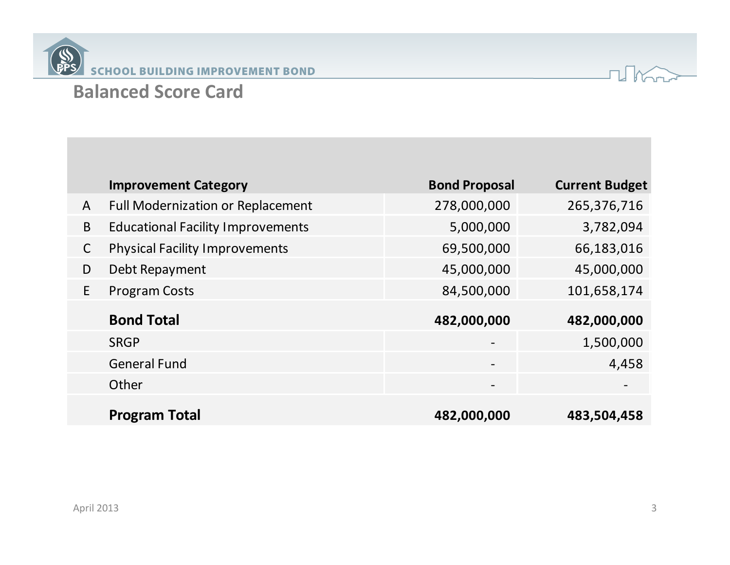## Balanced Score Card

| | Improvement Category | Bond Proposal | Current Budget |
|---|---|---|---|
| A | Full Modernization or Replacement | 278,000,000 | 265,376,716 |
| B | Educational Facility Improvements | 5,000,000 | 3,782,094 |
| C | Physical Facility Improvements | 69,500,000 | 66,183,016 |
| D | Debt Repayment | 45,000,000 | 45,000,000 |
| E | Program Costs | 84,500,000 | 101,658,174 |
| | **Bond Total** | **482,000,000** | **482,000,000** |
| | SRGP | - | 1,500,000 |
| | General Fund | - | 4,458 |
| | Other | - | - |
| | **Program Total** | **482,000,000** | **483,504,458** |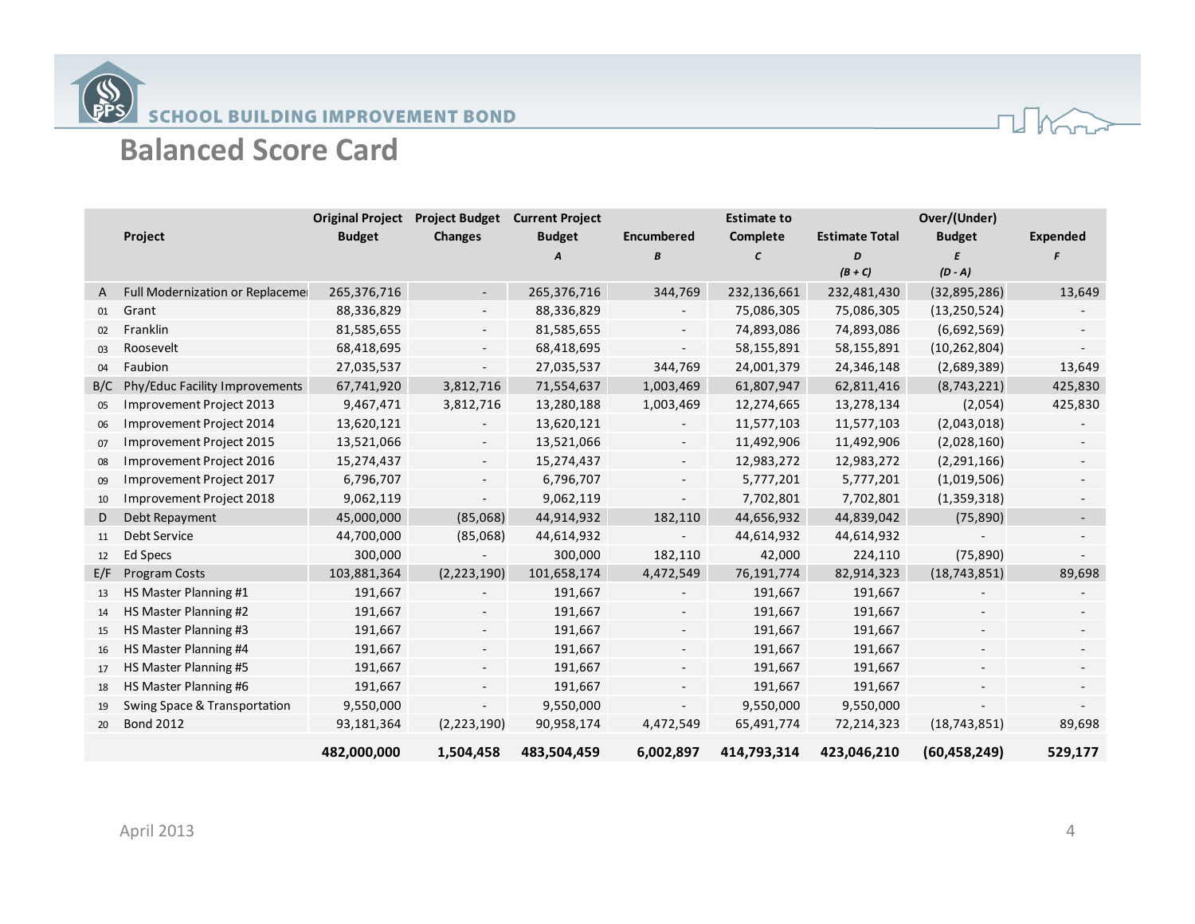SCHOOL BUILDING IMPROVEMENT BOND

# Balanced Score Card

| | Project | Original Project Budget | Project Budget Changes | Current Project Budget *A* | Encumbered *B* | Estimate to Complete *C* | Estimate Total *D* *(B + C)* | Over/(Under) Budget *E* *(D - A)* | Expended *F* |
|---|---|---|---|---|---|---|---|---|---|
| A | Full Modernization or Replaceme | 265,376,716 | - | 265,376,716 | 344,769 | 232,136,661 | 232,481,430 | (32,895,286) | 13,649 |
| 01 | Grant | 88,336,829 | - | 88,336,829 | - | 75,086,305 | 75,086,305 | (13,250,524) | - |
| 02 | Franklin | 81,585,655 | - | 81,585,655 | - | 74,893,086 | 74,893,086 | (6,692,569) | - |
| 03 | Roosevelt | 68,418,695 | - | 68,418,695 | - | 58,155,891 | 58,155,891 | (10,262,804) | - |
| 04 | Faubion | 27,035,537 | - | 27,035,537 | 344,769 | 24,001,379 | 24,346,148 | (2,689,389) | 13,649 |
| B/C | Phy/Educ Facility Improvements | 67,741,920 | 3,812,716 | 71,554,637 | 1,003,469 | 61,807,947 | 62,811,416 | (8,743,221) | 425,830 |
| 05 | Improvement Project 2013 | 9,467,471 | 3,812,716 | 13,280,188 | 1,003,469 | 12,274,665 | 13,278,134 | (2,054) | 425,830 |
| 06 | Improvement Project 2014 | 13,620,121 | - | 13,620,121 | - | 11,577,103 | 11,577,103 | (2,043,018) | - |
| 07 | Improvement Project 2015 | 13,521,066 | - | 13,521,066 | - | 11,492,906 | 11,492,906 | (2,028,160) | - |
| 08 | Improvement Project 2016 | 15,274,437 | - | 15,274,437 | - | 12,983,272 | 12,983,272 | (2,291,166) | - |
| 09 | Improvement Project 2017 | 6,796,707 | - | 6,796,707 | - | 5,777,201 | 5,777,201 | (1,019,506) | - |
| 10 | Improvement Project 2018 | 9,062,119 | - | 9,062,119 | - | 7,702,801 | 7,702,801 | (1,359,318) | - |
| D | Debt Repayment | 45,000,000 | (85,068) | 44,914,932 | 182,110 | 44,656,932 | 44,839,042 | (75,890) | - |
| 11 | Debt Service | 44,700,000 | (85,068) | 44,614,932 | - | 44,614,932 | 44,614,932 | - | - |
| 12 | Ed Specs | 300,000 | - | 300,000 | 182,110 | 42,000 | 224,110 | (75,890) | - |
| E/F | Program Costs | 103,881,364 | (2,223,190) | 101,658,174 | 4,472,549 | 76,191,774 | 82,914,323 | (18,743,851) | 89,698 |
| 13 | HS Master Planning #1 | 191,667 | - | 191,667 | - | 191,667 | 191,667 | - | - |
| 14 | HS Master Planning #2 | 191,667 | - | 191,667 | - | 191,667 | 191,667 | - | - |
| 15 | HS Master Planning #3 | 191,667 | - | 191,667 | - | 191,667 | 191,667 | - | - |
| 16 | HS Master Planning #4 | 191,667 | - | 191,667 | - | 191,667 | 191,667 | - | - |
| 17 | HS Master Planning #5 | 191,667 | - | 191,667 | - | 191,667 | 191,667 | - | - |
| 18 | HS Master Planning #6 | 191,667 | - | 191,667 | - | 191,667 | 191,667 | - | - |
| 19 | Swing Space & Transportation | 9,550,000 | - | 9,550,000 | - | 9,550,000 | 9,550,000 | - | - |
| 20 | Bond 2012 | 93,181,364 | (2,223,190) | 90,958,174 | 4,472,549 | 65,491,774 | 72,214,323 | (18,743,851) | 89,698 |
| | | **482,000,000** | **1,504,458** | **483,504,459** | **6,002,897** | **414,793,314** | **423,046,210** | **(60,458,249)** | **529,177** |

April 2013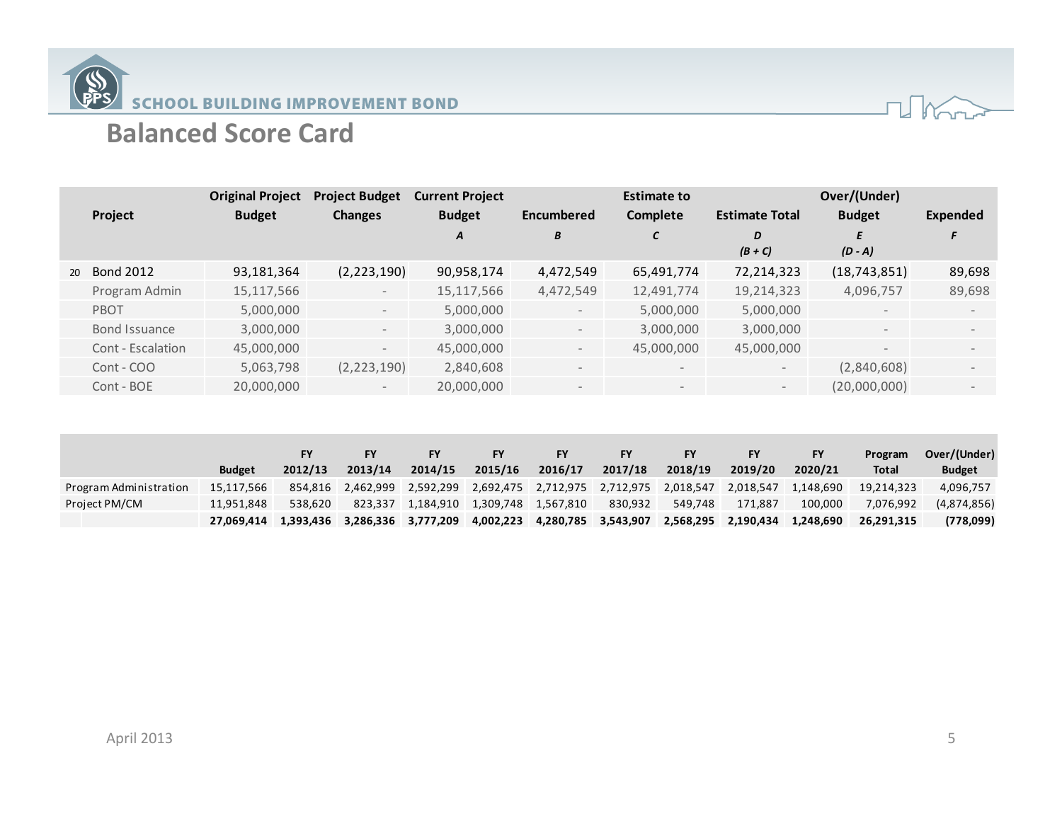## SCHOOL BUILDING IMPROVEMENT BOND

# Balanced Score Card

| | Project | Original Project Budget | Project Budget Changes | Current Project Budget *A* | Encumbered *B* | Estimate to Complete *C* | Estimate Total *D* *(B + C)* | Over/(Under) Budget *E* *(D - A)* | Expended *F* |
|---|---|---|---|---|---|---|---|---|---|
| 20 | Bond 2012 | 93,181,364 | (2,223,190) | 90,958,174 | 4,472,549 | 65,491,774 | 72,214,323 | (18,743,851) | 89,698 |
| | Program Admin | 15,117,566 | - | 15,117,566 | 4,472,549 | 12,491,774 | 19,214,323 | 4,096,757 | 89,698 |
| | PBOT | 5,000,000 | - | 5,000,000 | - | 5,000,000 | 5,000,000 | - | - |
| | Bond Issuance | 3,000,000 | - | 3,000,000 | - | 3,000,000 | 3,000,000 | - | - |
| | Cont - Escalation | 45,000,000 | - | 45,000,000 | - | 45,000,000 | 45,000,000 | - | - |
| | Cont - COO | 5,063,798 | (2,223,190) | 2,840,608 | - | - | - | (2,840,608) | - |
| | Cont - BOE | 20,000,000 | - | 20,000,000 | - | - | - | (20,000,000) | - |

| | Budget | FY 2012/13 | FY 2013/14 | FY 2014/15 | FY 2015/16 | FY 2016/17 | FY 2017/18 | FY 2018/19 | FY 2019/20 | FY 2020/21 | Program Total | Over/(Under) Budget |
|---|---|---|---|---|---|---|---|---|---|---|---|---|
| Program Administration | 15,117,566 | 854,816 | 2,462,999 | 2,592,299 | 2,692,475 | 2,712,975 | 2,712,975 | 2,018,547 | 2,018,547 | 1,148,690 | 19,214,323 | 4,096,757 |
| Project PM/CM | 11,951,848 | 538,620 | 823,337 | 1,184,910 | 1,309,748 | 1,567,810 | 830,932 | 549,748 | 171,887 | 100,000 | 7,076,992 | (4,874,856) |
| | **27,069,414** | **1,393,436** | **3,286,336** | **3,777,209** | **4,002,223** | **4,280,785** | **3,543,907** | **2,568,295** | **2,190,434** | **1,248,690** | **26,291,315** | **(778,099)** |

April 2013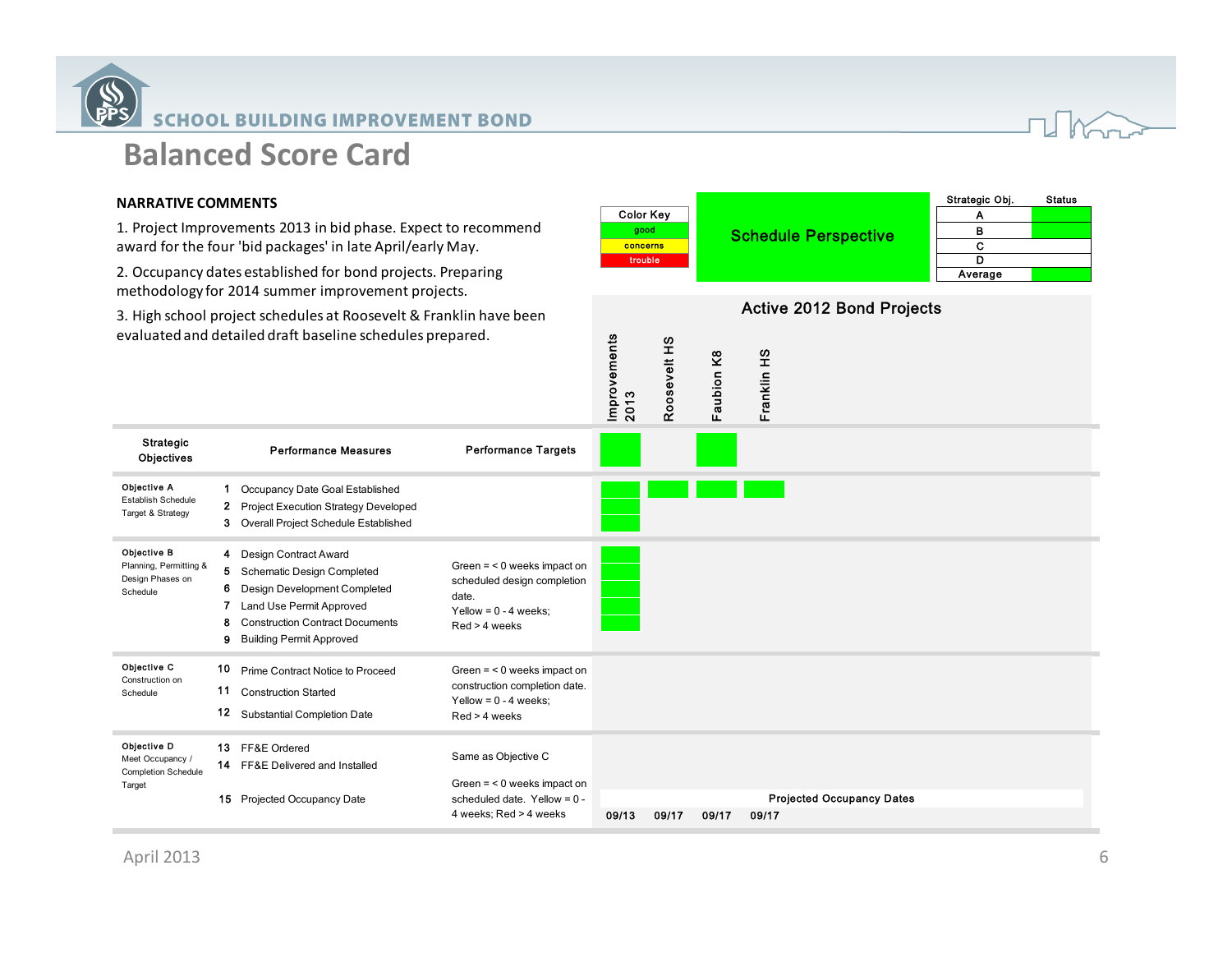# SCHOOL BUILDING IMPROVEMENT BOND

## Balanced Score Card

**NARRATIVE COMMENTS**

1. Project Improvements 2013 in bid phase. Expect to recommend award for the four 'bid packages' in late April/early May.

2. Occupancy dates established for bond projects. Preparing methodology for 2014 summer improvement projects.

3. High school project schedules at Roosevelt & Franklin have been evaluated and detailed draft baseline schedules prepared.

| Color Key |
|---|
| good |
| concerns |
| trouble |

**Schedule Perspective**

| Strategic Obj. | Status |
|---|---|
| A | good |
| B | good |
| C | |
| D | |
| Average | good |

**Active 2012 Bond Projects**

| Strategic Objectives | | Performance Measures | Performance Targets | Improvements 2013 | Roosevelt HS | Faubion K8 | Franklin HS |
|---|---|---|---|---|---|---|---|
| | | | | good | | good | |
| **Objective A** Establish Schedule Target & Strategy | 1 | Occupancy Date Goal Established | | good | good | good | good |
| | 2 | Project Execution Strategy Developed | | good | | | |
| | 3 | Overall Project Schedule Established | | good | | | |
| **Objective B** Planning, Permitting & Design Phases on Schedule | 4 | Design Contract Award | Green = < 0 weeks impact on scheduled design completion date. Yellow = 0 - 4 weeks; Red > 4 weeks | good | | | |
| | 5 | Schematic Design Completed | | good | | | |
| | 6 | Design Development Completed | | good | | | |
| | 7 | Land Use Permit Approved | | good | | | |
| | 8 | Construction Contract Documents | | good | | | |
| | 9 | Building Permit Approved | | | | | |
| **Objective C** Construction on Schedule | 10 | Prime Contract Notice to Proceed | Green = < 0 weeks impact on construction completion date. Yellow = 0 - 4 weeks; Red > 4 weeks | | | | |
| | 11 | Construction Started | | | | | |
| | 12 | Substantial Completion Date | | | | | |
| **Objective D** Meet Occupancy / Completion Schedule Target | 13 | FF&E Ordered | Same as Objective C | | | | |
| | 14 | FF&E Delivered and Installed | | | | | |
| | 15 | Projected Occupancy Date | Green = < 0 weeks impact on scheduled date. Yellow = 0 - 4 weeks; Red > 4 weeks | | | | |
| | | | **Projected Occupancy Dates** | 09/13 | 09/17 | 09/17 | 09/17 |

April 2013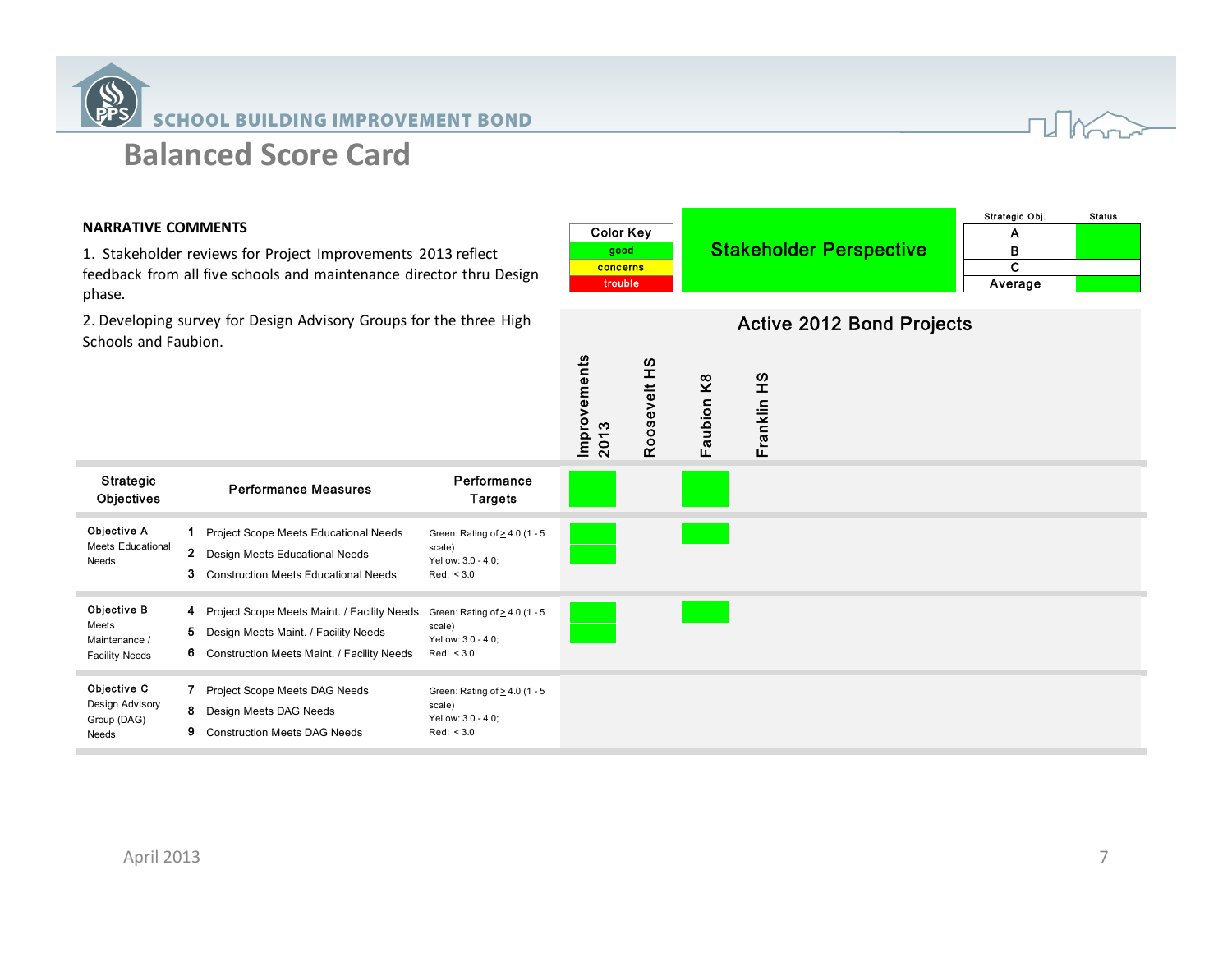# SCHOOL BUILDING IMPROVEMENT BOND

## Balanced Score Card

**NARRATIVE COMMENTS**

1. Stakeholder reviews for Project Improvements 2013 reflect feedback from all five schools and maintenance director thru Design phase.

2. Developing survey for Design Advisory Groups for the three High Schools and Faubion.

| Color Key |
|---|
| good |
| concerns |
| trouble |

**Stakeholder Perspective**

| Strategic Obj. | Status |
|---|---|
| A | green |
| B | green |
| C | |
| Average | green |

### Active 2012 Bond Projects

| Strategic Objectives | | Performance Measures | Performance Targets | Improvements 2013 | Roosevelt HS | Faubion K8 | Franklin HS |
|---|---|---|---|---|---|---|---|
| | | | | green | | green | |
| **Objective A** Meets Educational Needs | 1 | Project Scope Meets Educational Needs | Green: Rating of ≥ 4.0 (1 - 5 scale) Yellow: 3.0 - 4.0; Red: < 3.0 | green | | green | |
| | 2 | Design Meets Educational Needs | | green | | | |
| | 3 | Construction Meets Educational Needs | | | | | |
| **Objective B** Meets Maintenance / Facility Needs | 4 | Project Scope Meets Maint. / Facility Needs | Green: Rating of ≥ 4.0 (1 - 5 scale) Yellow: 3.0 - 4.0; Red: < 3.0 | green | | green | |
| | 5 | Design Meets Maint. / Facility Needs | | green | | | |
| | 6 | Construction Meets Maint. / Facility Needs | | | | | |
| **Objective C** Design Advisory Group (DAG) Needs | 7 | Project Scope Meets DAG Needs | Green: Rating of ≥ 4.0 (1 - 5 scale) Yellow: 3.0 - 4.0; Red: < 3.0 | | | | |
| | 8 | Design Meets DAG Needs | | | | | |
| | 9 | Construction Meets DAG Needs | | | | | |

April 2013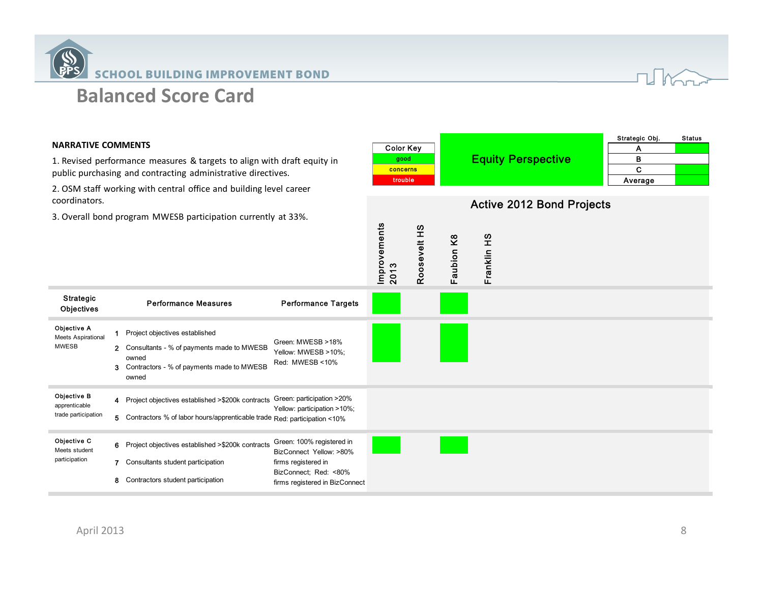# Balanced Score Card

**NARRATIVE COMMENTS**

1. Revised performance measures & targets to align with draft equity in public purchasing and contracting administrative directives.
2. OSM staff working with central office and building level career coordinators.
3. Overall bond program MWESB participation currently at 33%.

| Color Key |
|---|
| good |
| concerns |
| trouble |

## Equity Perspective

| Strategic Obj. | Status |
|---|---|
| A | good |
| B | |
| C | good |
| Average | good |

### Active 2012 Bond Projects

| Strategic Objectives | | Performance Measures | Performance Targets | Improvements 2013 | Roosevelt HS | Faubion K8 | Franklin HS |
|---|---|---|---|---|---|---|---|
| | | | | good | | good | |
| **Objective A** Meets Aspirational MWESB | 1 | Project objectives established | Green: MWESB >18% Yellow: MWESB >10%; Red: MWESB <10% | good | | good | |
| | 2 | Consultants - % of payments made to MWESB owned | | | | | |
| | 3 | Contractors - % of payments made to MWESB owned | | | | | |
| **Objective B** apprenticeable trade participation | 4 | Project objectives established >$200k contracts | Green: participation >20% Yellow: participation >10%; Red: participation <10% | | | | |
| | 5 | Contractors % of labor hours/apprenticeable trade | | | | | |
| **Objective C** Meets student participation | 6 | Project objectives established >$200k contracts | Green: 100% registered in BizConnect Yellow: >80% firms registered in BizConnect; Red: <80% firms registered in BizConnect | good | | good | |
| | 7 | Consultants student participation | | | | | |
| | 8 | Contractors student participation | | | | | |

April 2013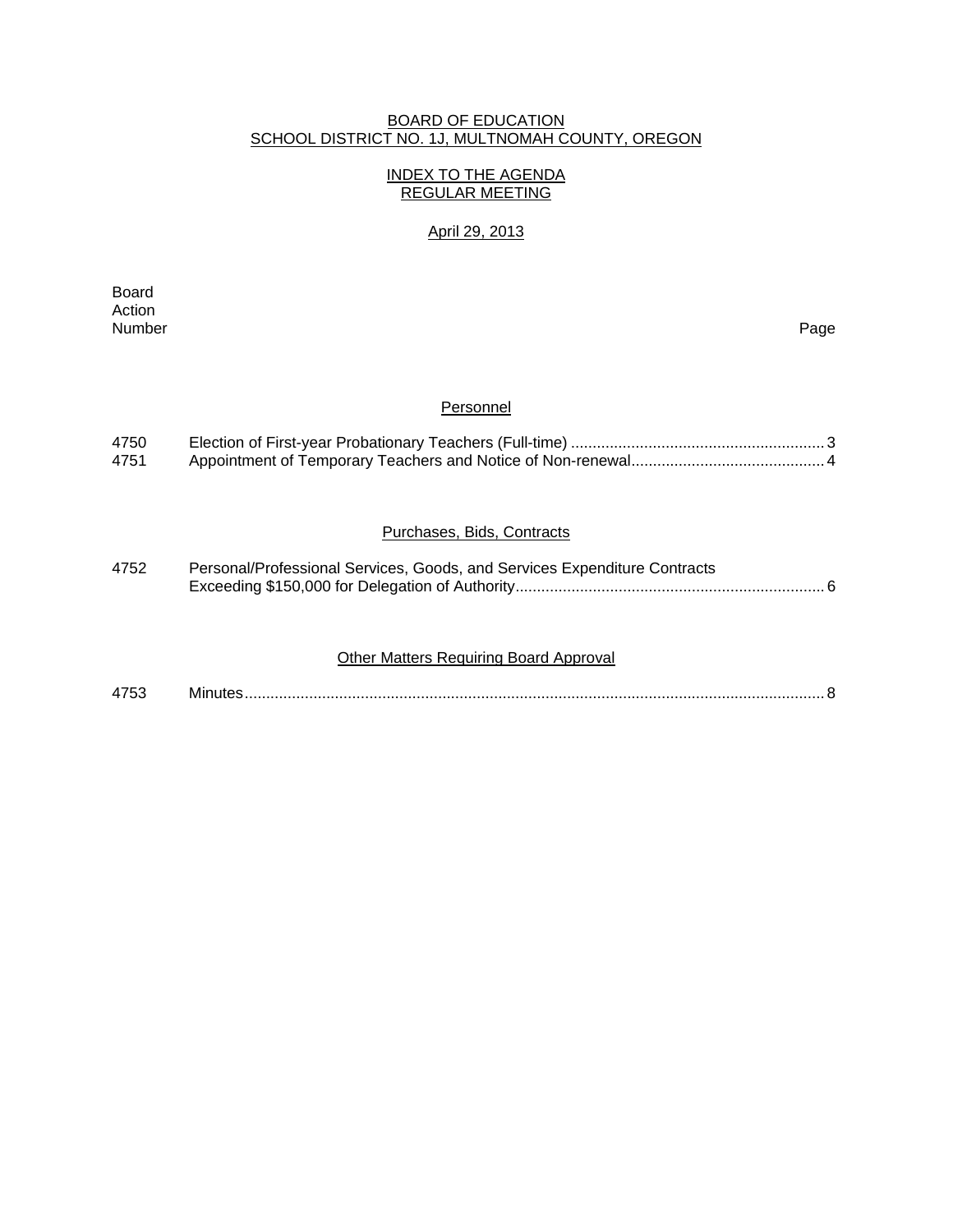# BOARD OF EDUCATION
## SCHOOL DISTRICT NO. 1J, MULTNOMAH COUNTY, OREGON

### INDEX TO THE AGENDA
### REGULAR MEETING

April 29, 2013

| Board Action Number | | Page |
|---|---|---|
| | **Personnel** | |
| 4750 | Election of First-year Probationary Teachers (Full-time) | 3 |
| 4751 | Appointment of Temporary Teachers and Notice of Non-renewal | 4 |
| | **Purchases, Bids, Contracts** | |
| 4752 | Personal/Professional Services, Goods, and Services Expenditure Contracts Exceeding $150,000 for Delegation of Authority | 6 |
| | **Other Matters Requiring Board Approval** | |
| 4753 | Minutes | 8 |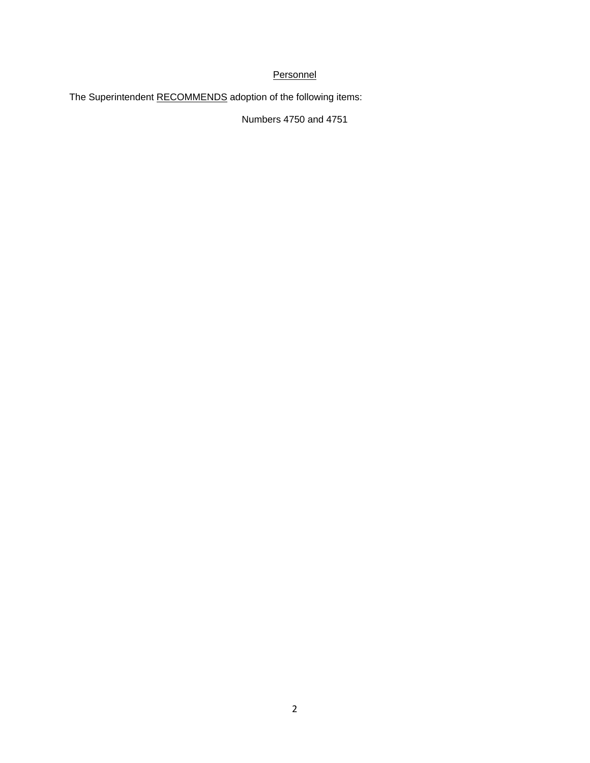## Personnel

The Superintendent RECOMMENDS adoption of the following items:

Numbers 4750 and 4751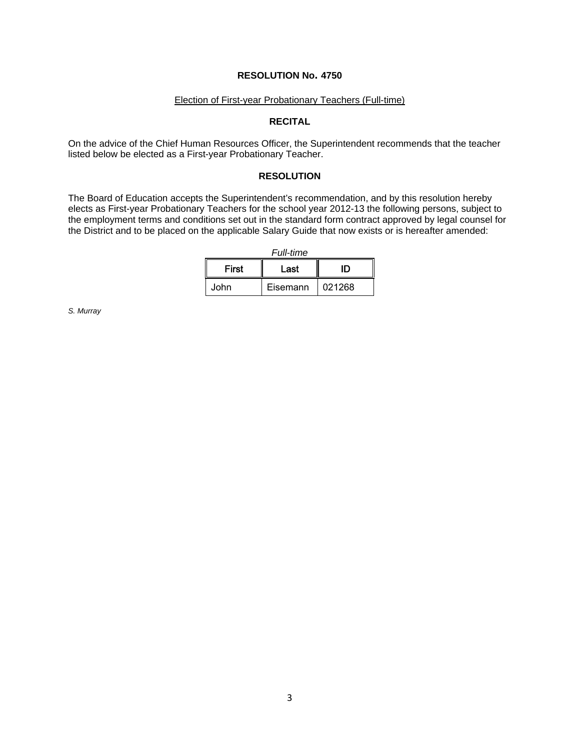# RESOLUTION No. 4750

Election of First-year Probationary Teachers (Full-time)

## RECITAL

On the advice of the Chief Human Resources Officer, the Superintendent recommends that the teacher listed below be elected as a First-year Probationary Teacher.

## RESOLUTION

The Board of Education accepts the Superintendent's recommendation, and by this resolution hereby elects as First-year Probationary Teachers for the school year 2012-13 the following persons, subject to the employment terms and conditions set out in the standard form contract approved by legal counsel for the District and to be placed on the applicable Salary Guide that now exists or is hereafter amended:

*Full-time*

| First | Last | ID |
|---|---|---|
| John | Eisemann | 021268 |

*S. Murray*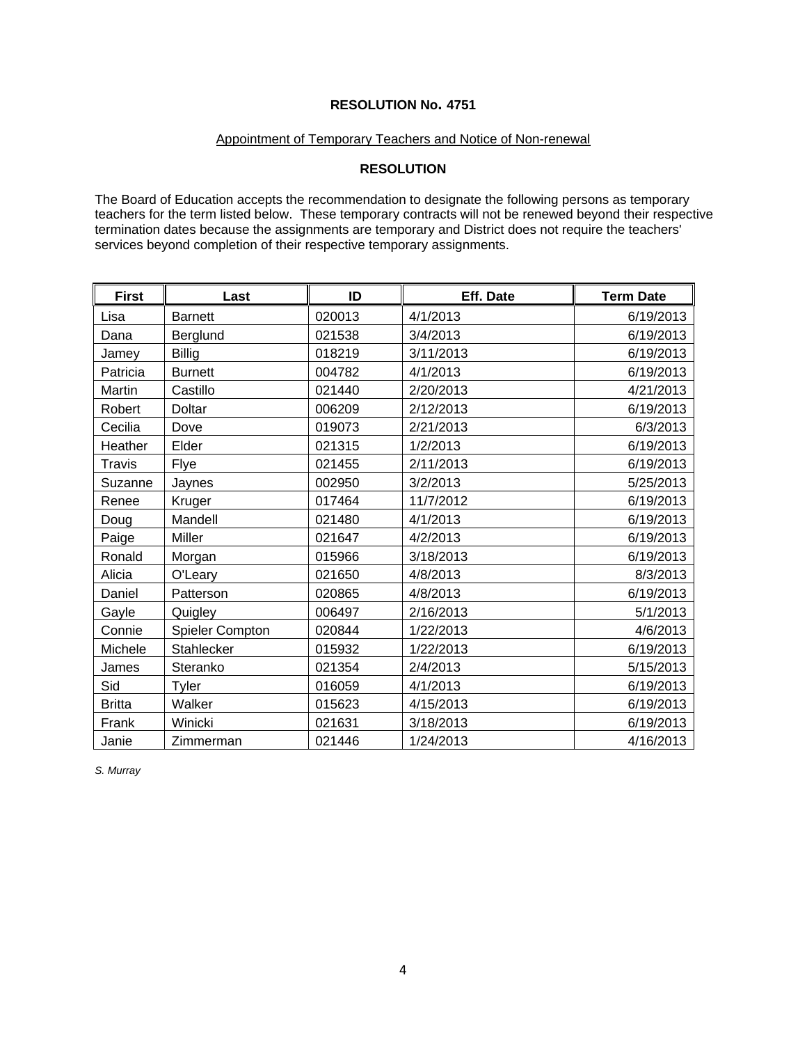# RESOLUTION No. 4751

Appointment of Temporary Teachers and Notice of Non-renewal

## RESOLUTION

The Board of Education accepts the recommendation to designate the following persons as temporary teachers for the term listed below. These temporary contracts will not be renewed beyond their respective termination dates because the assignments are temporary and District does not require the teachers' services beyond completion of their respective temporary assignments.

| First | Last | ID | Eff. Date | Term Date |
|---|---|---|---|---|
| Lisa | Barnett | 020013 | 4/1/2013 | 6/19/2013 |
| Dana | Berglund | 021538 | 3/4/2013 | 6/19/2013 |
| Jamey | Billig | 018219 | 3/11/2013 | 6/19/2013 |
| Patricia | Burnett | 004782 | 4/1/2013 | 6/19/2013 |
| Martin | Castillo | 021440 | 2/20/2013 | 4/21/2013 |
| Robert | Doltar | 006209 | 2/12/2013 | 6/19/2013 |
| Cecilia | Dove | 019073 | 2/21/2013 | 6/3/2013 |
| Heather | Elder | 021315 | 1/2/2013 | 6/19/2013 |
| Travis | Flye | 021455 | 2/11/2013 | 6/19/2013 |
| Suzanne | Jaynes | 002950 | 3/2/2013 | 5/25/2013 |
| Renee | Kruger | 017464 | 11/7/2012 | 6/19/2013 |
| Doug | Mandell | 021480 | 4/1/2013 | 6/19/2013 |
| Paige | Miller | 021647 | 4/2/2013 | 6/19/2013 |
| Ronald | Morgan | 015966 | 3/18/2013 | 6/19/2013 |
| Alicia | O'Leary | 021650 | 4/8/2013 | 8/3/2013 |
| Daniel | Patterson | 020865 | 4/8/2013 | 6/19/2013 |
| Gayle | Quigley | 006497 | 2/16/2013 | 5/1/2013 |
| Connie | Spieler Compton | 020844 | 1/22/2013 | 4/6/2013 |
| Michele | Stahlecker | 015932 | 1/22/2013 | 6/19/2013 |
| James | Steranko | 021354 | 2/4/2013 | 5/15/2013 |
| Sid | Tyler | 016059 | 4/1/2013 | 6/19/2013 |
| Britta | Walker | 015623 | 4/15/2013 | 6/19/2013 |
| Frank | Winicki | 021631 | 3/18/2013 | 6/19/2013 |
| Janie | Zimmerman | 021446 | 1/24/2013 | 4/16/2013 |

*S. Murray*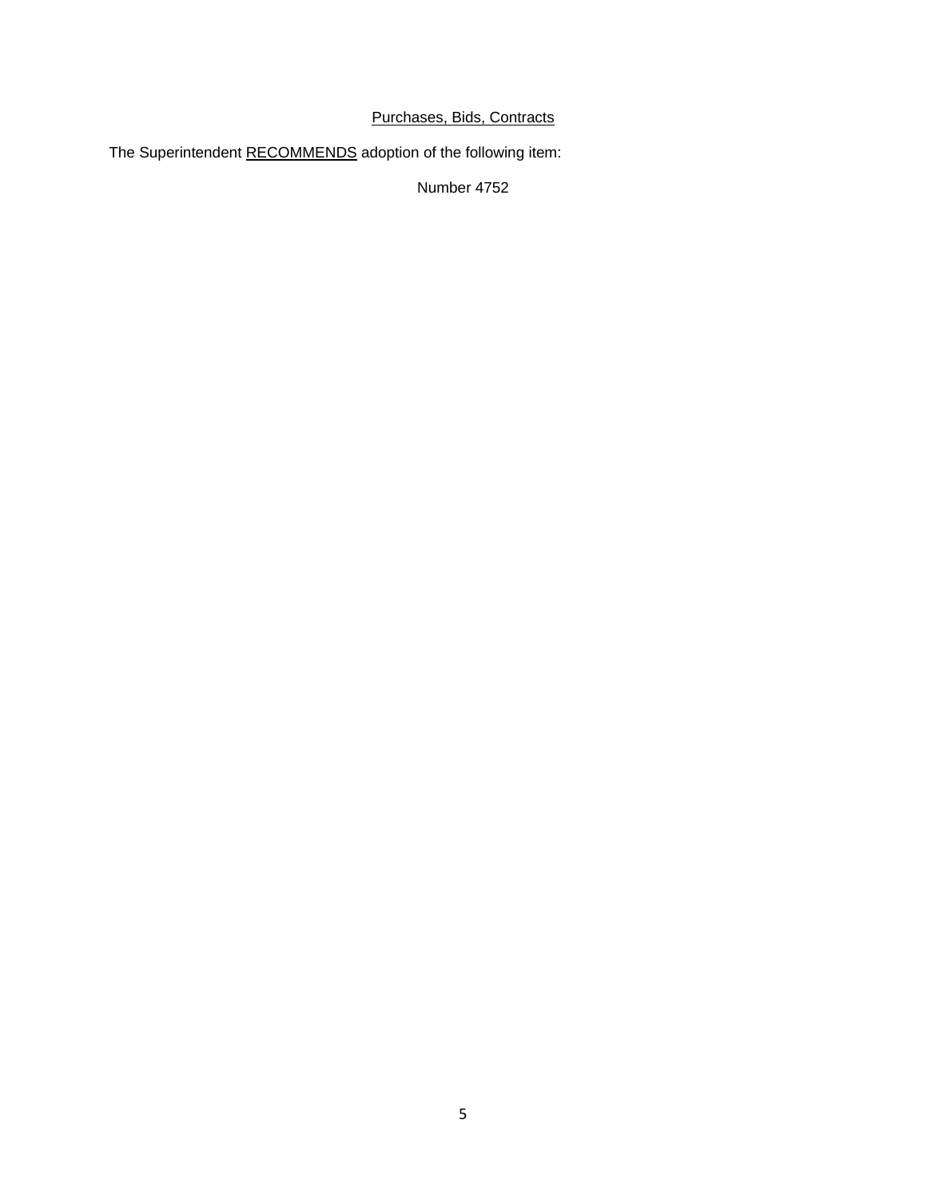<u>Purchases, Bids, Contracts</u>

The Superintendent <u>RECOMMENDS</u> adoption of the following item:

Number 4752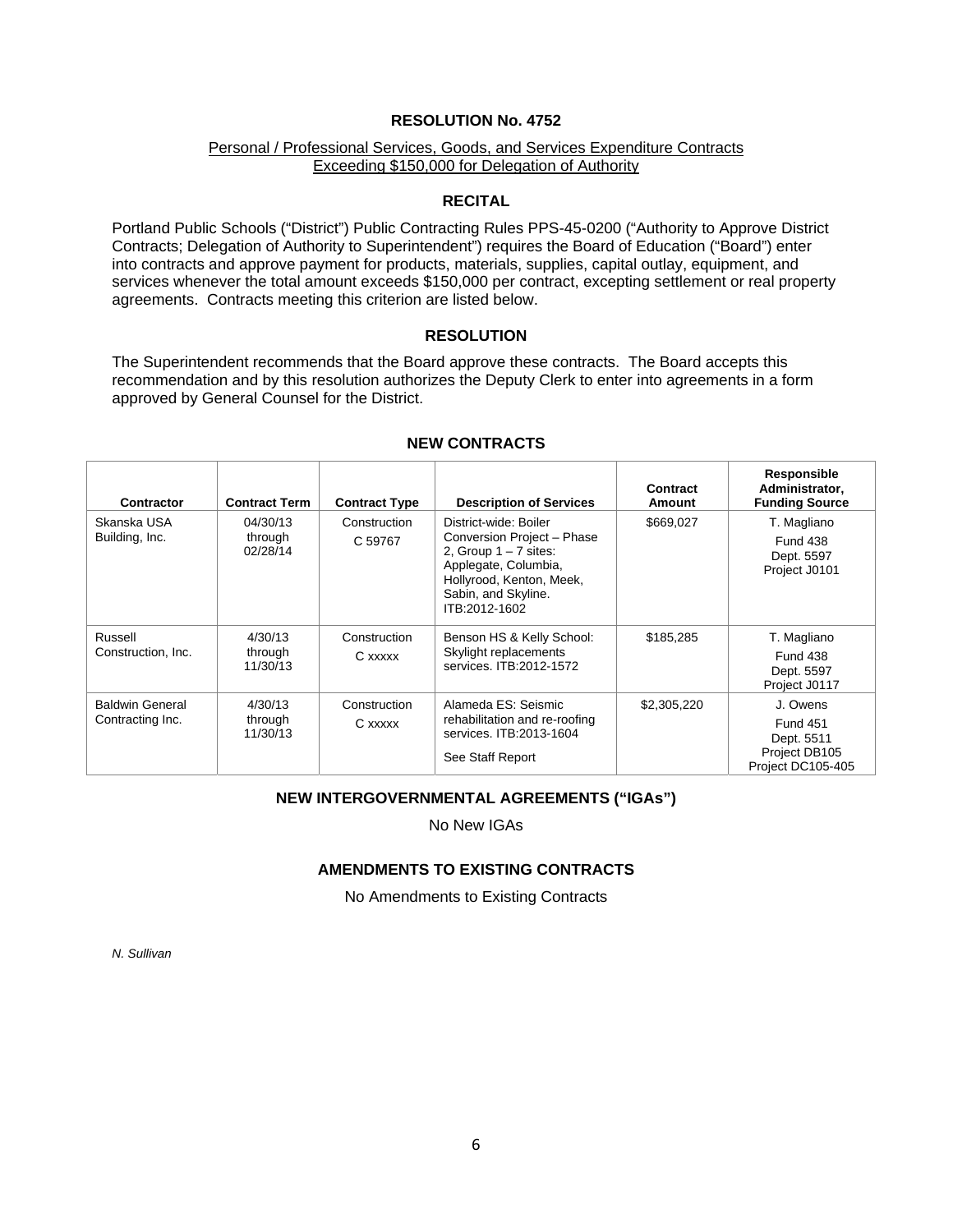## RESOLUTION No. 4752

Personal / Professional Services, Goods, and Services Expenditure Contracts Exceeding $150,000 for Delegation of Authority

### RECITAL

Portland Public Schools ("District") Public Contracting Rules PPS-45-0200 ("Authority to Approve District Contracts; Delegation of Authority to Superintendent") requires the Board of Education ("Board") enter into contracts and approve payment for products, materials, supplies, capital outlay, equipment, and services whenever the total amount exceeds $150,000 per contract, excepting settlement or real property agreements. Contracts meeting this criterion are listed below.

### RESOLUTION

The Superintendent recommends that the Board approve these contracts. The Board accepts this recommendation and by this resolution authorizes the Deputy Clerk to enter into agreements in a form approved by General Counsel for the District.

### NEW CONTRACTS

| Contractor | Contract Term | Contract Type | Description of Services | Contract Amount | Responsible Administrator, Funding Source |
|---|---|---|---|---|---|
| Skanska USA Building, Inc. | 04/30/13 through 02/28/14 | Construction C 59767 | District-wide: Boiler Conversion Project – Phase 2, Group 1 – 7 sites: Applegate, Columbia, Hollyrood, Kenton, Meek, Sabin, and Skyline. ITB:2012-1602 | $669,027 | T. Magliano Fund 438 Dept. 5597 Project J0101 |
| Russell Construction, Inc. | 4/30/13 through 11/30/13 | Construction C xxxxx | Benson HS & Kelly School: Skylight replacements services. ITB:2012-1572 | $185,285 | T. Magliano Fund 438 Dept. 5597 Project J0117 |
| Baldwin General Contracting Inc. | 4/30/13 through 11/30/13 | Construction C xxxxx | Alameda ES: Seismic rehabilitation and re-roofing services. ITB:2013-1604 See Staff Report | $2,305,220 | J. Owens Fund 451 Dept. 5511 Project DB105 Project DC105-405 |

### NEW INTERGOVERNMENTAL AGREEMENTS ("IGAs")

No New IGAs

### AMENDMENTS TO EXISTING CONTRACTS

No Amendments to Existing Contracts

*N. Sullivan*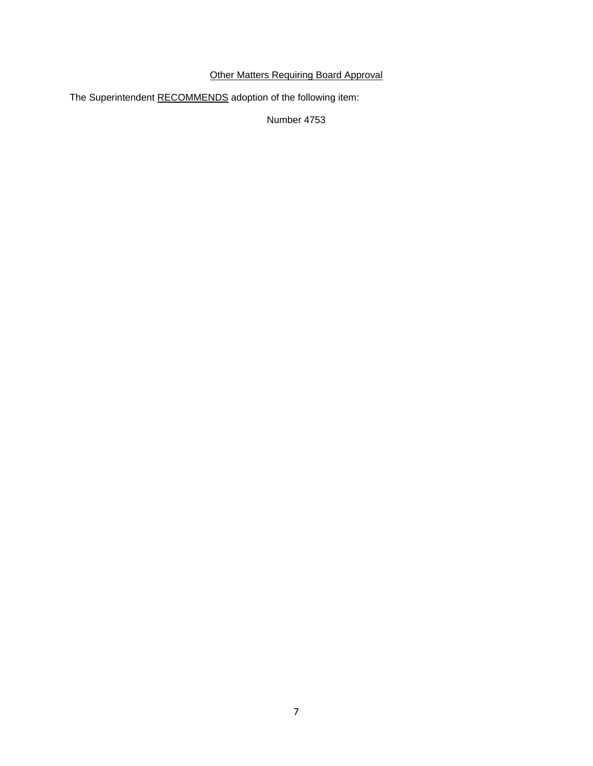<u>Other Matters Requiring Board Approval</u>

The Superintendent <u>RECOMMENDS</u> adoption of the following item:

Number 4753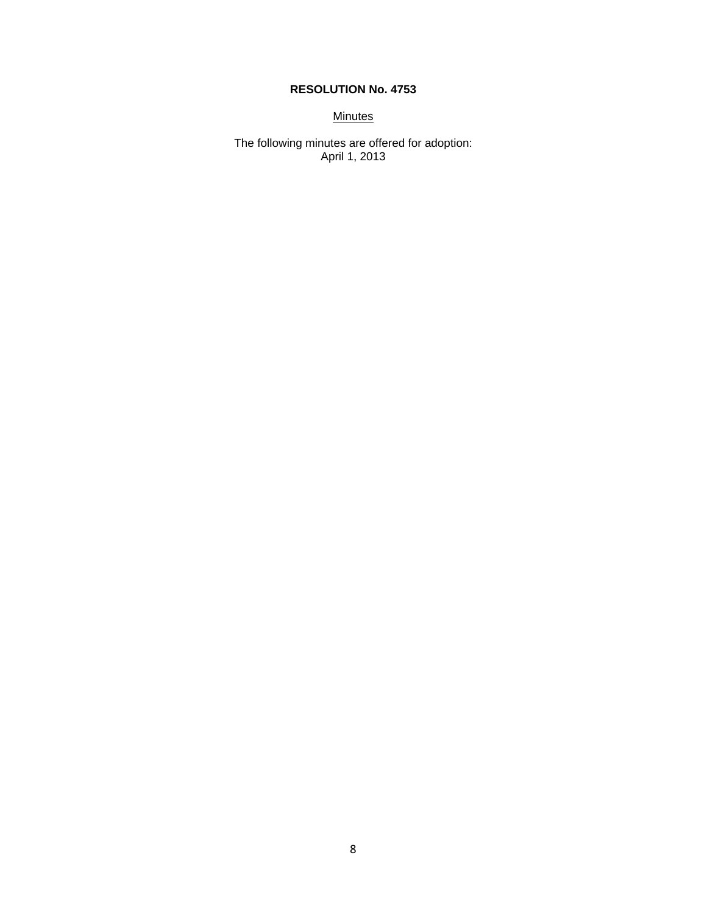**RESOLUTION No. 4753**

Minutes

The following minutes are offered for adoption:
April 1, 2013